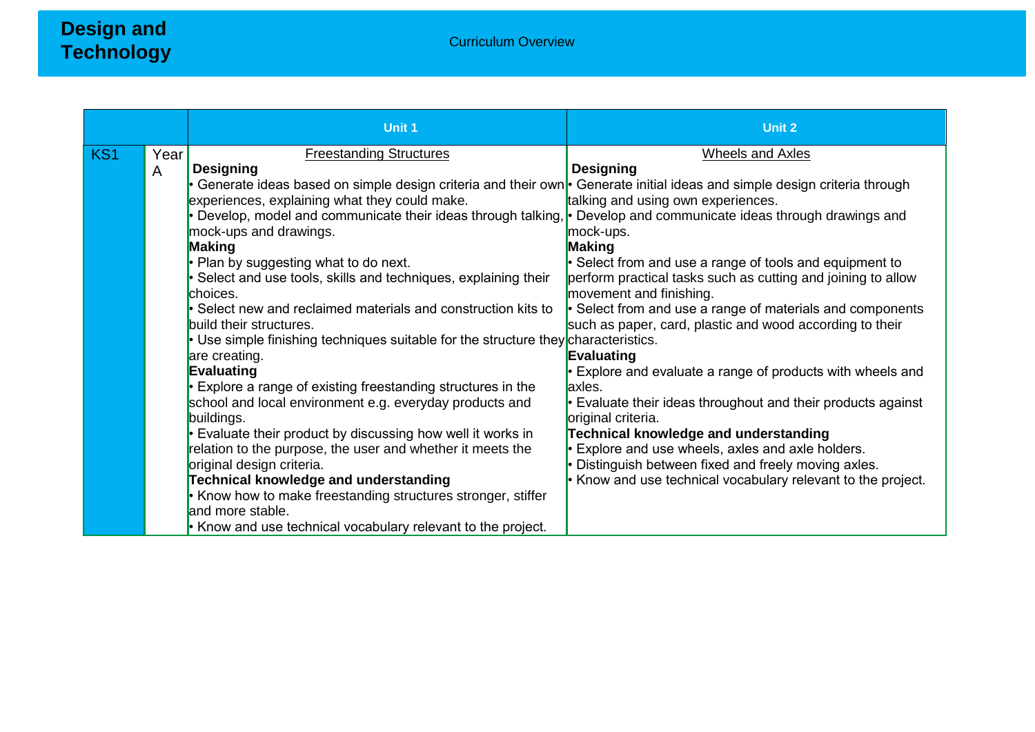# Design and Technology

Curriculum Overview

| | | Unit 1 | Unit 2 |
|---|---|---|---|
| KS1 | Year A | <u>Freestanding Structures</u><br>**Designing**<br>• Generate ideas based on simple design criteria and their own experiences, explaining what they could make.<br>• Develop, model and communicate their ideas through talking, mock-ups and drawings.<br>**Making**<br>• Plan by suggesting what to do next.<br>• Select and use tools, skills and techniques, explaining their choices.<br>• Select new and reclaimed materials and construction kits to build their structures.<br>• Use simple finishing techniques suitable for the structure they are creating.<br>**Evaluating**<br>• Explore a range of existing freestanding structures in the school and local environment e.g. everyday products and buildings.<br>• Evaluate their product by discussing how well it works in relation to the purpose, the user and whether it meets the original design criteria.<br>**Technical knowledge and understanding**<br>• Know how to make freestanding structures stronger, stiffer and more stable.<br>• Know and use technical vocabulary relevant to the project. | <u>Wheels and Axles</u><br>**Designing**<br>• Generate initial ideas and simple design criteria through talking and using own experiences.<br>• Develop and communicate ideas through drawings and mock-ups.<br>**Making**<br>• Select from and use a range of tools and equipment to perform practical tasks such as cutting and joining to allow movement and finishing.<br>• Select from and use a range of materials and components such as paper, card, plastic and wood according to their characteristics.<br>**Evaluating**<br>• Explore and evaluate a range of products with wheels and axles.<br>• Evaluate their ideas throughout and their products against original criteria.<br>**Technical knowledge and understanding**<br>• Explore and use wheels, axles and axle holders.<br>• Distinguish between fixed and freely moving axles.<br>• Know and use technical vocabulary relevant to the project. |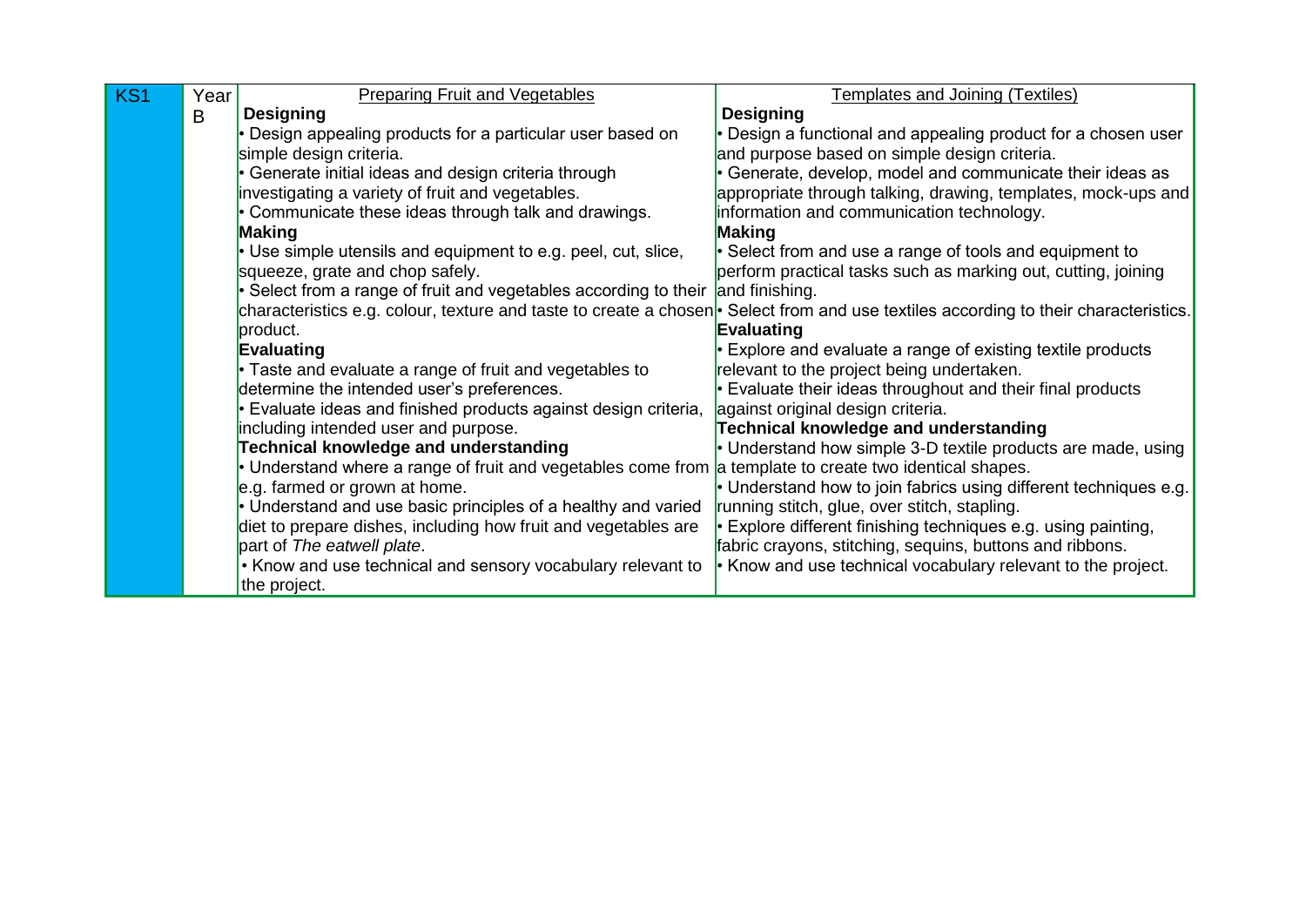| KS1 | Year B | Preparing Fruit and Vegetables | Templates and Joining (Textiles) |
| --- | --- | --- | --- |
| | | **Designing**<br>• Design appealing products for a particular user based on simple design criteria.<br>• Generate initial ideas and design criteria through investigating a variety of fruit and vegetables.<br>• Communicate these ideas through talk and drawings.<br>**Making**<br>• Use simple utensils and equipment to e.g. peel, cut, slice, squeeze, grate and chop safely.<br>• Select from a range of fruit and vegetables according to their characteristics e.g. colour, texture and taste to create a chosen product.<br>**Evaluating**<br>• Taste and evaluate a range of fruit and vegetables to determine the intended user's preferences.<br>• Evaluate ideas and finished products against design criteria, including intended user and purpose.<br>**Technical knowledge and understanding**<br>• Understand where a range of fruit and vegetables come from e.g. farmed or grown at home.<br>• Understand and use basic principles of a healthy and varied diet to prepare dishes, including how fruit and vegetables are part of *The eatwell plate*.<br>• Know and use technical and sensory vocabulary relevant to the project. | **Designing**<br>• Design a functional and appealing product for a chosen user and purpose based on simple design criteria.<br>• Generate, develop, model and communicate their ideas as appropriate through talking, drawing, templates, mock-ups and information and communication technology.<br>**Making**<br>• Select from and use a range of tools and equipment to perform practical tasks such as marking out, cutting, joining and finishing.<br>• Select from and use textiles according to their characteristics.<br>**Evaluating**<br>• Explore and evaluate a range of existing textile products relevant to the project being undertaken.<br>• Evaluate their ideas throughout and their final products against original design criteria.<br>**Technical knowledge and understanding**<br>• Understand how simple 3-D textile products are made, using a template to create two identical shapes.<br>• Understand how to join fabrics using different techniques e.g. running stitch, glue, over stitch, stapling.<br>• Explore different finishing techniques e.g. using painting, fabric crayons, stitching, sequins, buttons and ribbons.<br>• Know and use technical vocabulary relevant to the project. |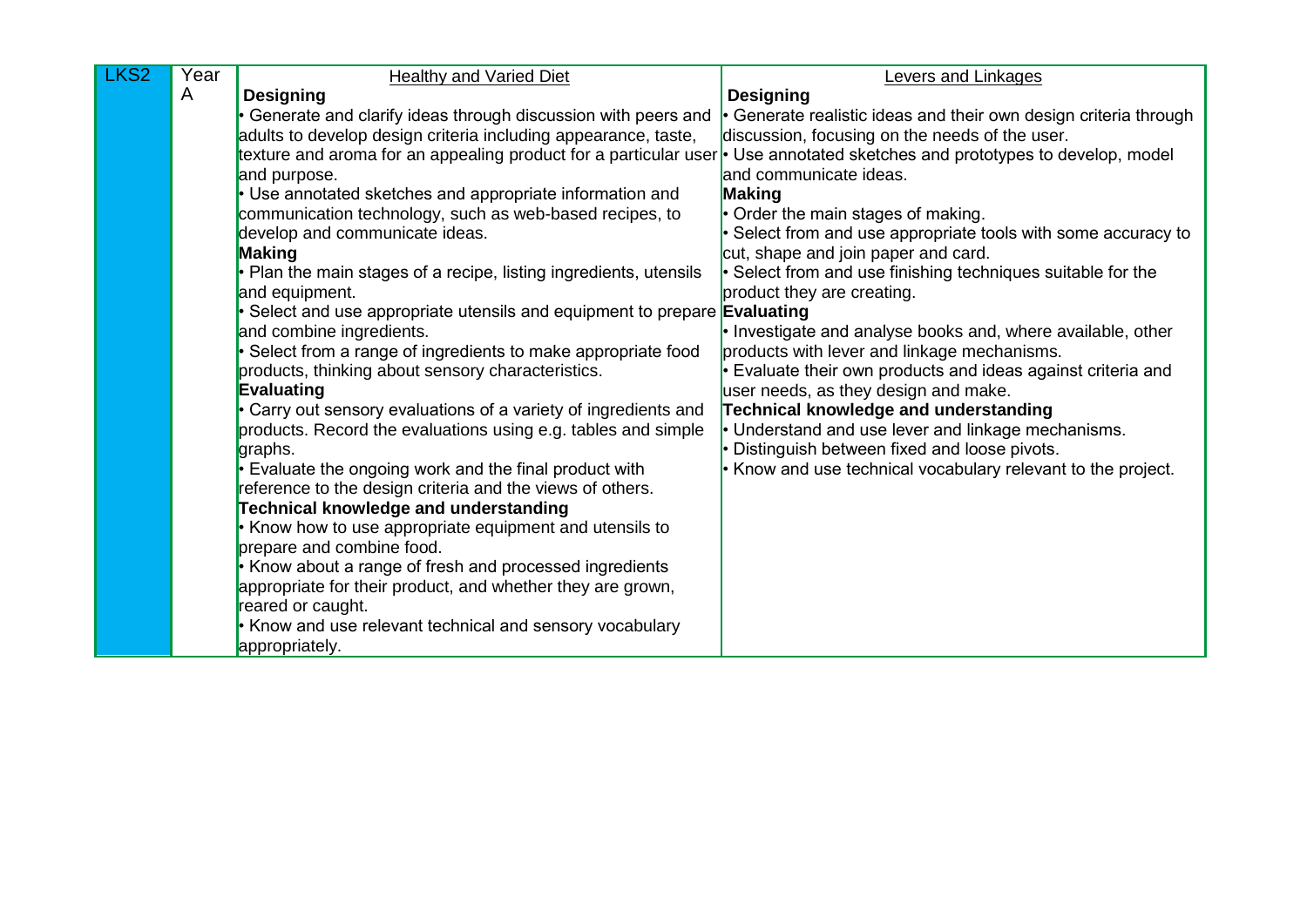| LKS2 | Year A | Healthy and Varied Diet | Levers and Linkages |
|---|---|---|---|
| | | **Designing**<br>• Generate and clarify ideas through discussion with peers and adults to develop design criteria including appearance, taste, texture and aroma for an appealing product for a particular user and purpose.<br>• Use annotated sketches and appropriate information and communication technology, such as web-based recipes, to develop and communicate ideas.<br>**Making**<br>• Plan the main stages of a recipe, listing ingredients, utensils and equipment.<br>• Select and use appropriate utensils and equipment to prepare and combine ingredients.<br>• Select from a range of ingredients to make appropriate food products, thinking about sensory characteristics.<br>**Evaluating**<br>• Carry out sensory evaluations of a variety of ingredients and products. Record the evaluations using e.g. tables and simple graphs.<br>• Evaluate the ongoing work and the final product with reference to the design criteria and the views of others.<br>**Technical knowledge and understanding**<br>• Know how to use appropriate equipment and utensils to prepare and combine food.<br>• Know about a range of fresh and processed ingredients appropriate for their product, and whether they are grown, reared or caught.<br>• Know and use relevant technical and sensory vocabulary appropriately. | **Designing**<br>• Generate realistic ideas and their own design criteria through discussion, focusing on the needs of the user.<br>• Use annotated sketches and prototypes to develop, model and communicate ideas.<br>**Making**<br>• Order the main stages of making.<br>• Select from and use appropriate tools with some accuracy to cut, shape and join paper and card.<br>• Select from and use finishing techniques suitable for the product they are creating.<br>**Evaluating**<br>• Investigate and analyse books and, where available, other products with lever and linkage mechanisms.<br>• Evaluate their own products and ideas against criteria and user needs, as they design and make.<br>**Technical knowledge and understanding**<br>• Understand and use lever and linkage mechanisms.<br>• Distinguish between fixed and loose pivots.<br>• Know and use technical vocabulary relevant to the project. |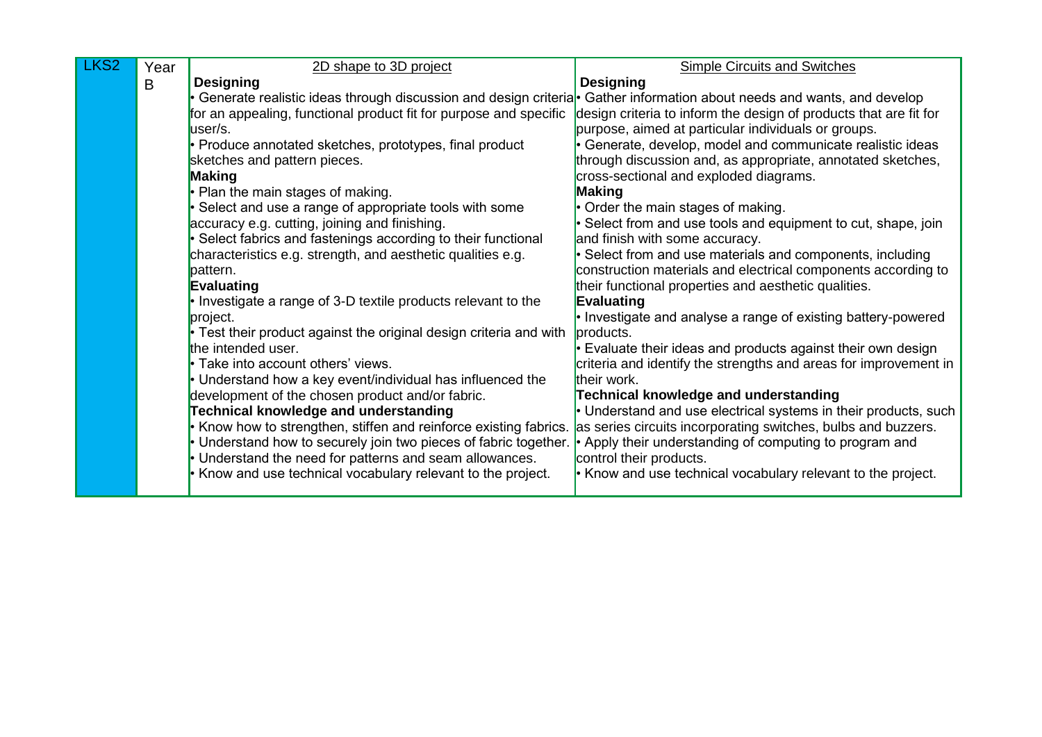| LKS2 | Year B | 2D shape to 3D project | Simple Circuits and Switches |
|---|---|---|---|
| | | **Designing**<br>• Generate realistic ideas through discussion and design criteria for an appealing, functional product fit for purpose and specific user/s.<br>• Produce annotated sketches, prototypes, final product sketches and pattern pieces.<br>**Making**<br>• Plan the main stages of making.<br>• Select and use a range of appropriate tools with some accuracy e.g. cutting, joining and finishing.<br>• Select fabrics and fastenings according to their functional characteristics e.g. strength, and aesthetic qualities e.g. pattern.<br>**Evaluating**<br>• Investigate a range of 3-D textile products relevant to the project.<br>• Test their product against the original design criteria and with the intended user.<br>• Take into account others' views.<br>• Understand how a key event/individual has influenced the development of the chosen product and/or fabric.<br>**Technical knowledge and understanding**<br>• Know how to strengthen, stiffen and reinforce existing fabrics.<br>• Understand how to securely join two pieces of fabric together.<br>• Understand the need for patterns and seam allowances.<br>• Know and use technical vocabulary relevant to the project. | **Designing**<br>• Gather information about needs and wants, and develop design criteria to inform the design of products that are fit for purpose, aimed at particular individuals or groups.<br>• Generate, develop, model and communicate realistic ideas through discussion and, as appropriate, annotated sketches, cross-sectional and exploded diagrams.<br>**Making**<br>• Order the main stages of making.<br>• Select from and use tools and equipment to cut, shape, join and finish with some accuracy.<br>• Select from and use materials and components, including construction materials and electrical components according to their functional properties and aesthetic qualities.<br>**Evaluating**<br>• Investigate and analyse a range of existing battery-powered products.<br>• Evaluate their ideas and products against their own design criteria and identify the strengths and areas for improvement in their work.<br>**Technical knowledge and understanding**<br>• Understand and use electrical systems in their products, such as series circuits incorporating switches, bulbs and buzzers.<br>• Apply their understanding of computing to program and control their products.<br>• Know and use technical vocabulary relevant to the project. |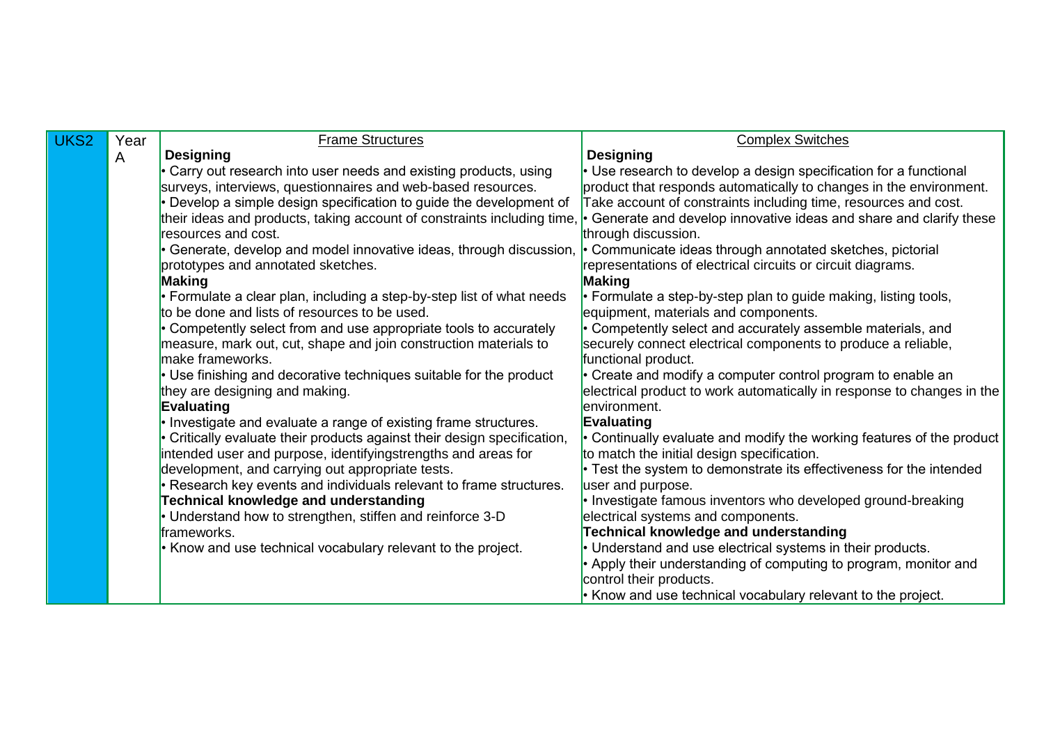| UKS2 | Year A | Frame Structures | Complex Switches |
|---|---|---|---|
| | | **Designing**<br>• Carry out research into user needs and existing products, using surveys, interviews, questionnaires and web-based resources.<br>• Develop a simple design specification to guide the development of their ideas and products, taking account of constraints including time, resources and cost.<br>• Generate, develop and model innovative ideas, through discussion, prototypes and annotated sketches.<br>**Making**<br>• Formulate a clear plan, including a step-by-step list of what needs to be done and lists of resources to be used.<br>• Competently select from and use appropriate tools to accurately measure, mark out, cut, shape and join construction materials to make frameworks.<br>• Use finishing and decorative techniques suitable for the product they are designing and making.<br>**Evaluating**<br>• Investigate and evaluate a range of existing frame structures.<br>• Critically evaluate their products against their design specification, intended user and purpose, identifyingstrengths and areas for development, and carrying out appropriate tests.<br>• Research key events and individuals relevant to frame structures.<br>**Technical knowledge and understanding**<br>• Understand how to strengthen, stiffen and reinforce 3-D frameworks.<br>• Know and use technical vocabulary relevant to the project. | **Designing**<br>• Use research to develop a design specification for a functional product that responds automatically to changes in the environment. Take account of constraints including time, resources and cost.<br>• Generate and develop innovative ideas and share and clarify these through discussion.<br>• Communicate ideas through annotated sketches, pictorial representations of electrical circuits or circuit diagrams.<br>**Making**<br>• Formulate a step-by-step plan to guide making, listing tools, equipment, materials and components.<br>• Competently select and accurately assemble materials, and securely connect electrical components to produce a reliable, functional product.<br>• Create and modify a computer control program to enable an electrical product to work automatically in response to changes in the environment.<br>**Evaluating**<br>• Continually evaluate and modify the working features of the product to match the initial design specification.<br>• Test the system to demonstrate its effectiveness for the intended user and purpose.<br>• Investigate famous inventors who developed ground-breaking electrical systems and components.<br>**Technical knowledge and understanding**<br>• Understand and use electrical systems in their products.<br>• Apply their understanding of computing to program, monitor and control their products.<br>• Know and use technical vocabulary relevant to the project. |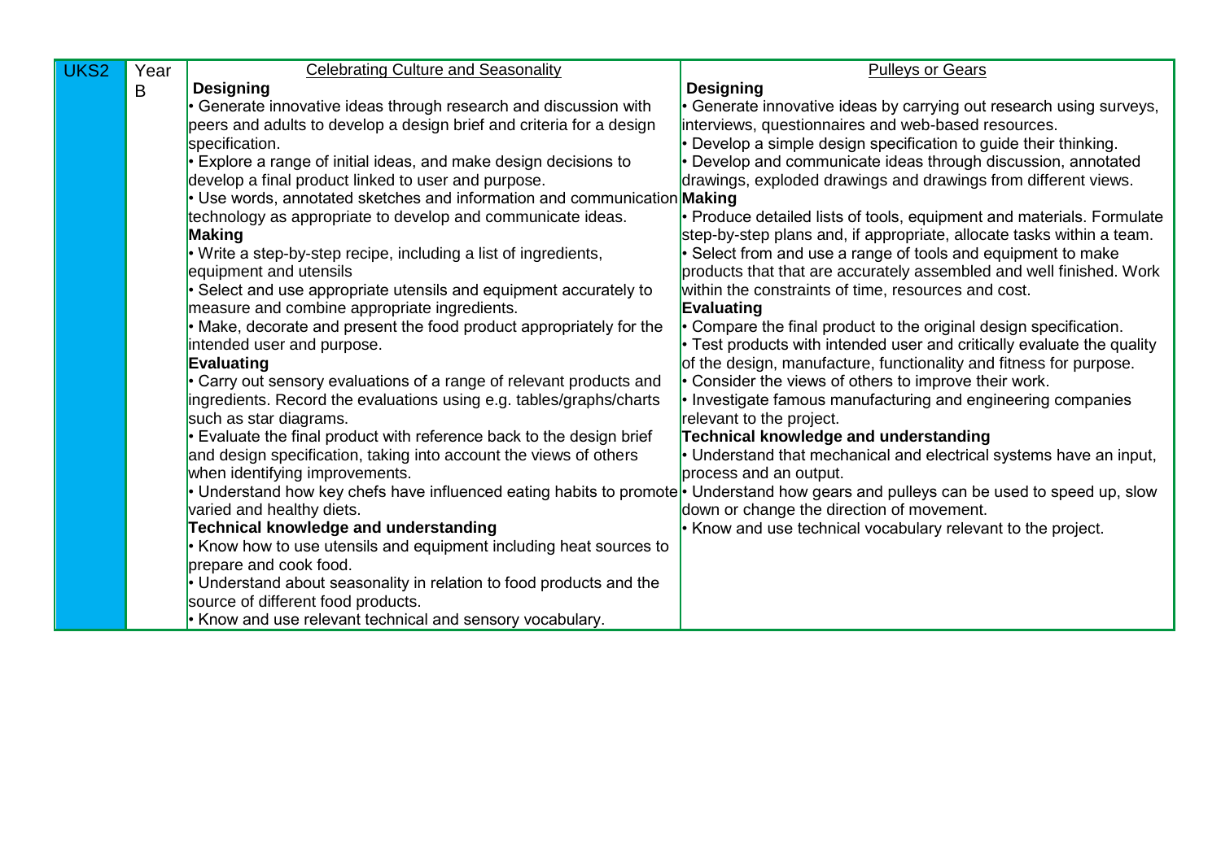| | | | |
|---|---|---|---|
| UKS2 | Year B | Celebrating Culture and Seasonality | Pulleys or Gears |
| | | **Designing**<br>• Generate innovative ideas through research and discussion with peers and adults to develop a design brief and criteria for a design specification.<br>• Explore a range of initial ideas, and make design decisions to develop a final product linked to user and purpose.<br>• Use words, annotated sketches and information and communication technology as appropriate to develop and communicate ideas.<br>**Making**<br>• Write a step-by-step recipe, including a list of ingredients, equipment and utensils<br>• Select and use appropriate utensils and equipment accurately to measure and combine appropriate ingredients.<br>• Make, decorate and present the food product appropriately for the intended user and purpose.<br>**Evaluating**<br>• Carry out sensory evaluations of a range of relevant products and ingredients. Record the evaluations using e.g. tables/graphs/charts such as star diagrams.<br>• Evaluate the final product with reference back to the design brief and design specification, taking into account the views of others when identifying improvements.<br>• Understand how key chefs have influenced eating habits to promote varied and healthy diets.<br>**Technical knowledge and understanding**<br>• Know how to use utensils and equipment including heat sources to prepare and cook food.<br>• Understand about seasonality in relation to food products and the source of different food products.<br>• Know and use relevant technical and sensory vocabulary. | **Designing**<br>• Generate innovative ideas by carrying out research using surveys, interviews, questionnaires and web-based resources.<br>• Develop a simple design specification to guide their thinking.<br>• Develop and communicate ideas through discussion, annotated drawings, exploded drawings and drawings from different views.<br>**Making**<br>• Produce detailed lists of tools, equipment and materials. Formulate step-by-step plans and, if appropriate, allocate tasks within a team.<br>• Select from and use a range of tools and equipment to make products that that are accurately assembled and well finished. Work within the constraints of time, resources and cost.<br>**Evaluating**<br>• Compare the final product to the original design specification.<br>• Test products with intended user and critically evaluate the quality of the design, manufacture, functionality and fitness for purpose.<br>• Consider the views of others to improve their work.<br>• Investigate famous manufacturing and engineering companies relevant to the project.<br>**Technical knowledge and understanding**<br>• Understand that mechanical and electrical systems have an input, process and an output.<br>• Understand how gears and pulleys can be used to speed up, slow down or change the direction of movement.<br>• Know and use technical vocabulary relevant to the project. |